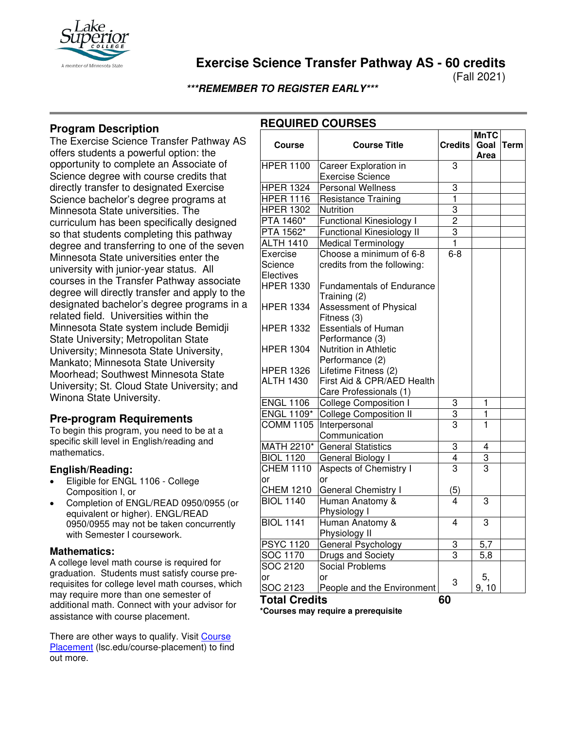# Exercise Science Transfer Pathway AS - 60 credits

(Fall 2021)

***REMEMBER TO REGISTER EARLY***

## Program Description

The Exercise Science Transfer Pathway AS offers students a powerful option: the opportunity to complete an Associate of Science degree with course credits that directly transfer to designated Exercise Science bachelor's degree programs at Minnesota State universities. The curriculum has been specifically designed so that students completing this pathway degree and transferring to one of the seven Minnesota State universities enter the university with junior-year status. All courses in the Transfer Pathway associate degree will directly transfer and apply to the designated bachelor's degree programs in a related field. Universities within the Minnesota State system include Bemidji State University; Metropolitan State University; Minnesota State University, Mankato; Minnesota State University Moorhead; Southwest Minnesota State University; St. Cloud State University; and Winona State University.

## Pre-program Requirements

To begin this program, you need to be at a specific skill level in English/reading and mathematics.

### English/Reading:

- Eligible for ENGL 1106 - College Composition I, or
- Completion of ENGL/READ 0950/0955 (or equivalent or higher). ENGL/READ 0950/0955 may not be taken concurrently with Semester I coursework.

### Mathematics:

A college level math course is required for graduation. Students must satisfy course pre-requisites for college level math courses, which may require more than one semester of additional math. Connect with your advisor for assistance with course placement.

There are other ways to qualify. Visit [Course Placement](lsc.edu/course-placement) (lsc.edu/course-placement) to find out more.

## REQUIRED COURSES

| Course | Course Title | Credits | MnTC Goal Area | Term |
|---|---|---|---|---|
| HPER 1100 | Career Exploration in Exercise Science | 3 | | |
| HPER 1324 | Personal Wellness | 3 | | |
| HPER 1116 | Resistance Training | 1 | | |
| HPER 1302 | Nutrition | 3 | | |
| PTA 1460* | Functional Kinesiology I | 2 | | |
| PTA 1562* | Functional Kinesiology II | 3 | | |
| ALTH 1410 | Medical Terminology | 1 | | |
| Exercise Science Electives<br>HPER 1330<br>HPER 1334<br>HPER 1332<br>HPER 1304<br>HPER 1326<br>ALTH 1430 | Choose a minimum of 6-8 credits from the following:<br>Fundamentals of Endurance Training (2)<br>Assessment of Physical Fitness (3)<br>Essentials of Human Performance (3)<br>Nutrition in Athletic Performance (2)<br>Lifetime Fitness (2)<br>First Aid & CPR/AED Health Care Professionals (1) | 6-8 | | |
| ENGL 1106 | College Composition I | 3 | 1 | |
| ENGL 1109* | College Composition II | 3 | 1 | |
| COMM 1105 | Interpersonal Communication | 3 | 1 | |
| MATH 2210* | General Statistics | 3 | 4 | |
| BIOL 1120 | General Biology I | 4 | 3 | |
| CHEM 1110<br>or<br>CHEM 1210 | Aspects of Chemistry I<br>or<br>General Chemistry I | 3<br><br>(5) | 3 | |
| BIOL 1140 | Human Anatomy & Physiology I | 4 | 3 | |
| BIOL 1141 | Human Anatomy & Physiology II | 4 | 3 | |
| PSYC 1120 | General Psychology | 3 | 5,7 | |
| SOC 1170 | Drugs and Society | 3 | 5,8 | |
| SOC 2120<br>or<br>SOC 2123 | Social Problems<br>or<br>People and the Environment | 3 | 5,<br>9, 10 | |
| **Total Credits** | | **60** | | |

***Courses may require a prerequisite**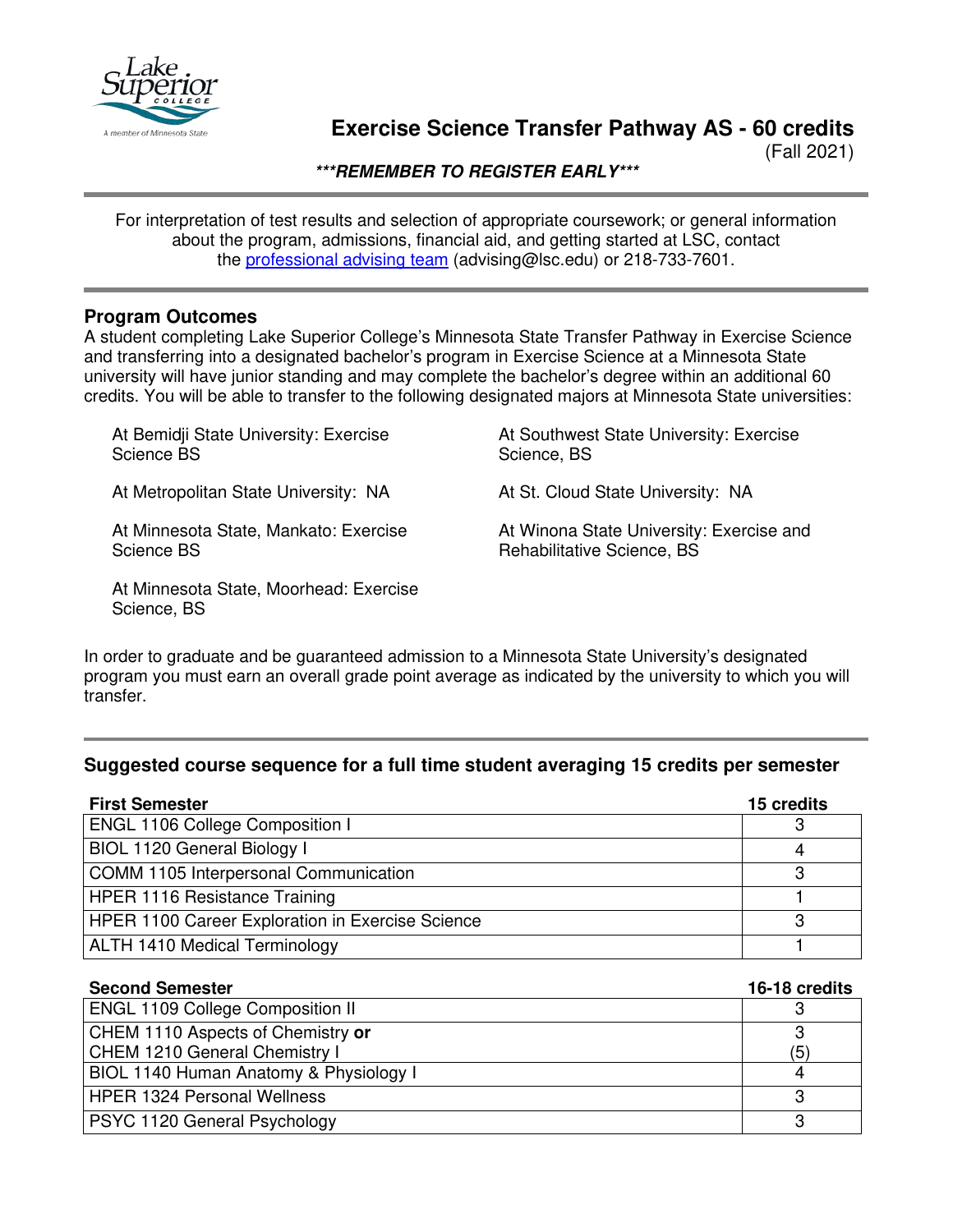# Exercise Science Transfer Pathway AS - 60 credits

(Fall 2021)

***REMEMBER TO REGISTER EARLY***

For interpretation of test results and selection of appropriate coursework; or general information about the program, admissions, financial aid, and getting started at LSC, contact the professional advising team (advising@lsc.edu) or 218-733-7601.

## Program Outcomes

A student completing Lake Superior College's Minnesota State Transfer Pathway in Exercise Science and transferring into a designated bachelor's program in Exercise Science at a Minnesota State university will have junior standing and may complete the bachelor's degree within an additional 60 credits. You will be able to transfer to the following designated majors at Minnesota State universities:

- At Bemidji State University: Exercise Science BS
- At Metropolitan State University: NA
- At Minnesota State, Mankato: Exercise Science BS
- At Minnesota State, Moorhead: Exercise Science, BS
- At Southwest State University: Exercise Science, BS
- At St. Cloud State University: NA
- At Winona State University: Exercise and Rehabilitative Science, BS

In order to graduate and be guaranteed admission to a Minnesota State University's designated program you must earn an overall grade point average as indicated by the university to which you will transfer.

## Suggested course sequence for a full time student averaging 15 credits per semester

| First Semester | 15 credits |
|---|---|
| ENGL 1106 College Composition I | 3 |
| BIOL 1120 General Biology I | 4 |
| COMM 1105 Interpersonal Communication | 3 |
| HPER 1116 Resistance Training | 1 |
| HPER 1100 Career Exploration in Exercise Science | 3 |
| ALTH 1410 Medical Terminology | 1 |

| Second Semester | 16-18 credits |
|---|---|
| ENGL 1109 College Composition II | 3 |
| CHEM 1110 Aspects of Chemistry **or** CHEM 1210 General Chemistry I | 3 (5) |
| BIOL 1140 Human Anatomy & Physiology I | 4 |
| HPER 1324 Personal Wellness | 3 |
| PSYC 1120 General Psychology | 3 |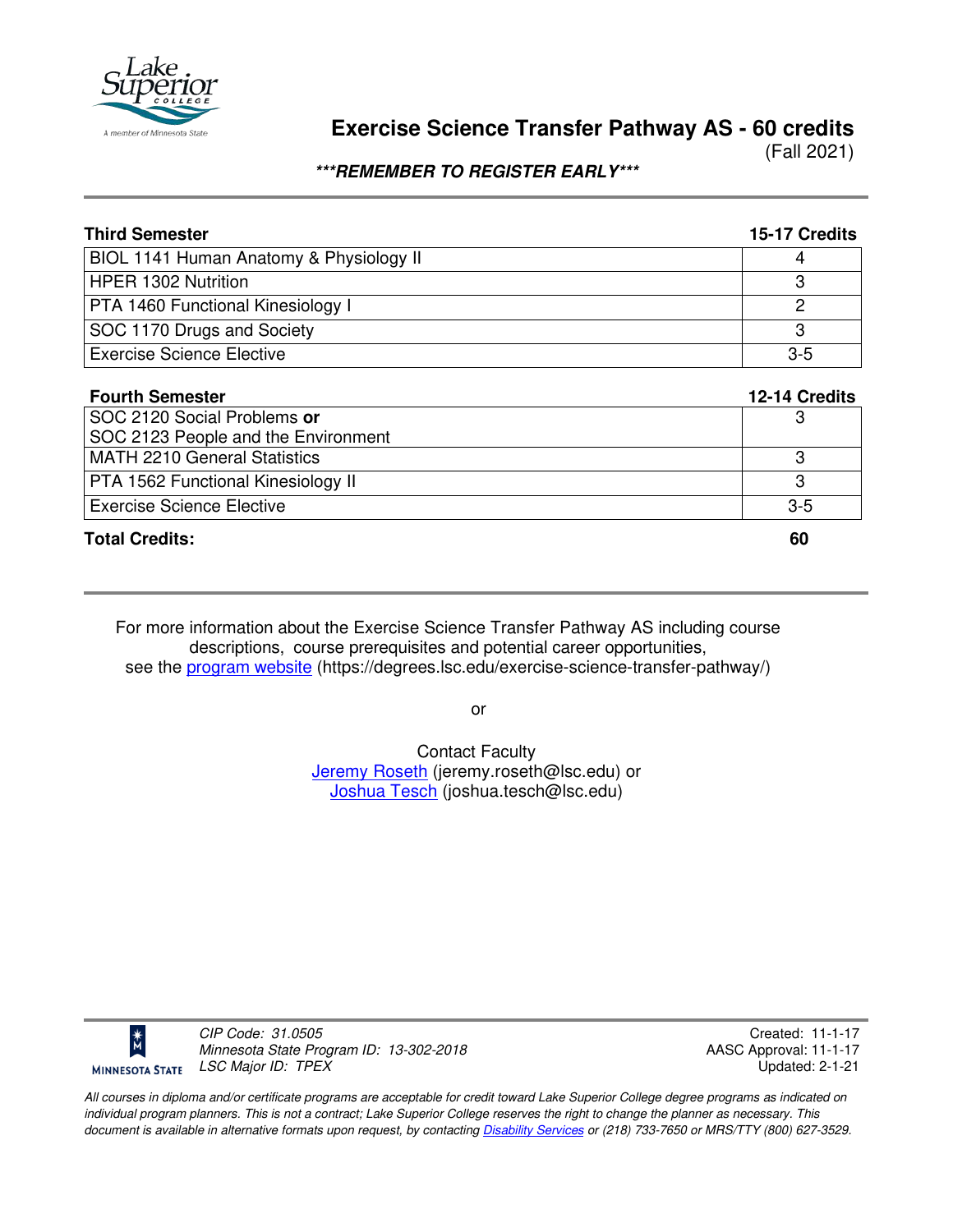# Exercise Science Transfer Pathway AS - 60 credits

(Fall 2021)

***REMEMBER TO REGISTER EARLY***

| Third Semester | 15-17 Credits |
| --- | --- |
| BIOL 1141 Human Anatomy & Physiology II | 4 |
| HPER 1302 Nutrition | 3 |
| PTA 1460 Functional Kinesiology I | 2 |
| SOC 1170 Drugs and Society | 3 |
| Exercise Science Elective | 3-5 |

| Fourth Semester | 12-14 Credits |
| --- | --- |
| SOC 2120 Social Problems **or** SOC 2123 People and the Environment | 3 |
| MATH 2210 General Statistics | 3 |
| PTA 1562 Functional Kinesiology II | 3 |
| Exercise Science Elective | 3-5 |

**Total Credits: 60**

For more information about the Exercise Science Transfer Pathway AS including course descriptions, course prerequisites and potential career opportunities, see the program website (https://degrees.lsc.edu/exercise-science-transfer-pathway/)

or

Contact Faculty
Jeremy Roseth (jeremy.roseth@lsc.edu) or
Joshua Tesch (joshua.tesch@lsc.edu)

*CIP Code: 31.0505*
*Minnesota State Program ID: 13-302-2018*
*LSC Major ID: TPEX*

Created: 11-1-17
AASC Approval: 11-1-17
Updated: 2-1-21

*All courses in diploma and/or certificate programs are acceptable for credit toward Lake Superior College degree programs as indicated on individual program planners. This is not a contract; Lake Superior College reserves the right to change the planner as necessary. This document is available in alternative formats upon request, by contacting Disability Services or (218) 733-7650 or MRS/TTY (800) 627-3529.*